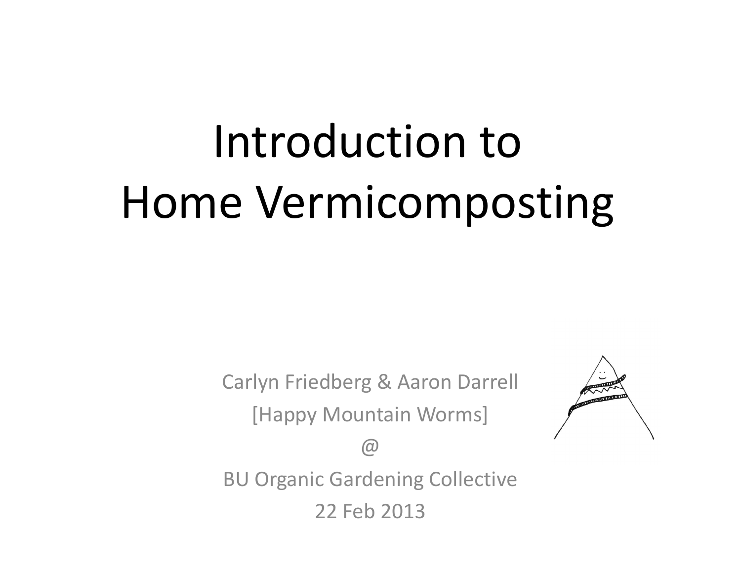# Introduction to Home Vermicomposting

Carlyn Friedberg & Aaron Darrell

[Happy Mountain Worms]

@

BU Organic Gardening Collective

22 Feb 2013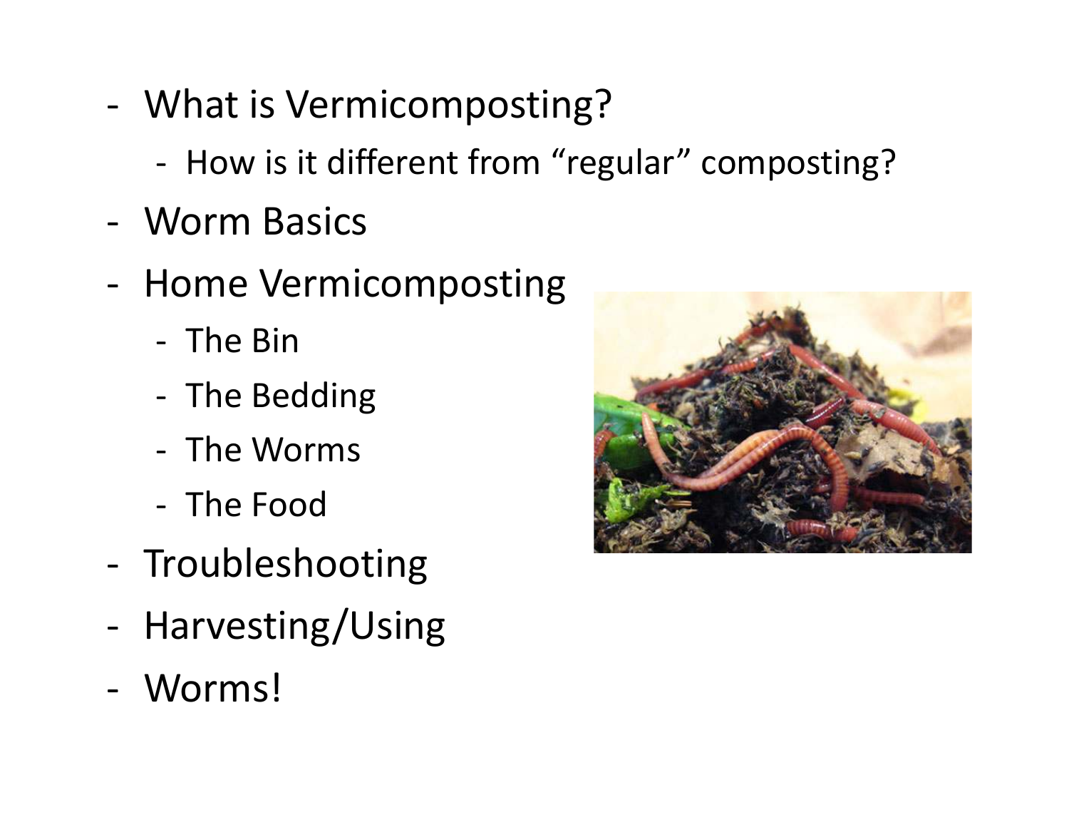- What is Vermicomposting?
  - How is it different from "regular" composting?
- Worm Basics
- Home Vermicomposting
  - The Bin
  - The Bedding
  - The Worms
  - The Food
- Troubleshooting
- Harvesting/Using
- Worms!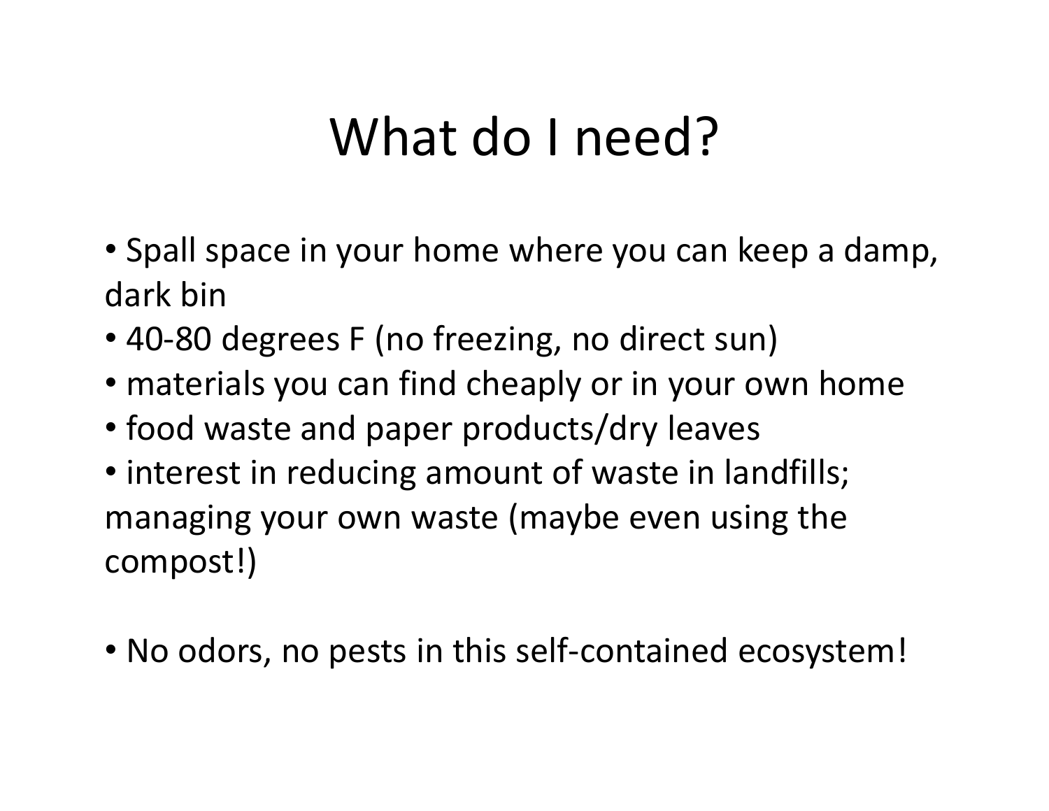# What do I need?

- Spall space in your home where you can keep a damp, dark bin
- 40-80 degrees F (no freezing, no direct sun)
- materials you can find cheaply or in your own home
- food waste and paper products/dry leaves
- interest in reducing amount of waste in landfills; managing your own waste (maybe even using the compost!)

- No odors, no pests in this self-contained ecosystem!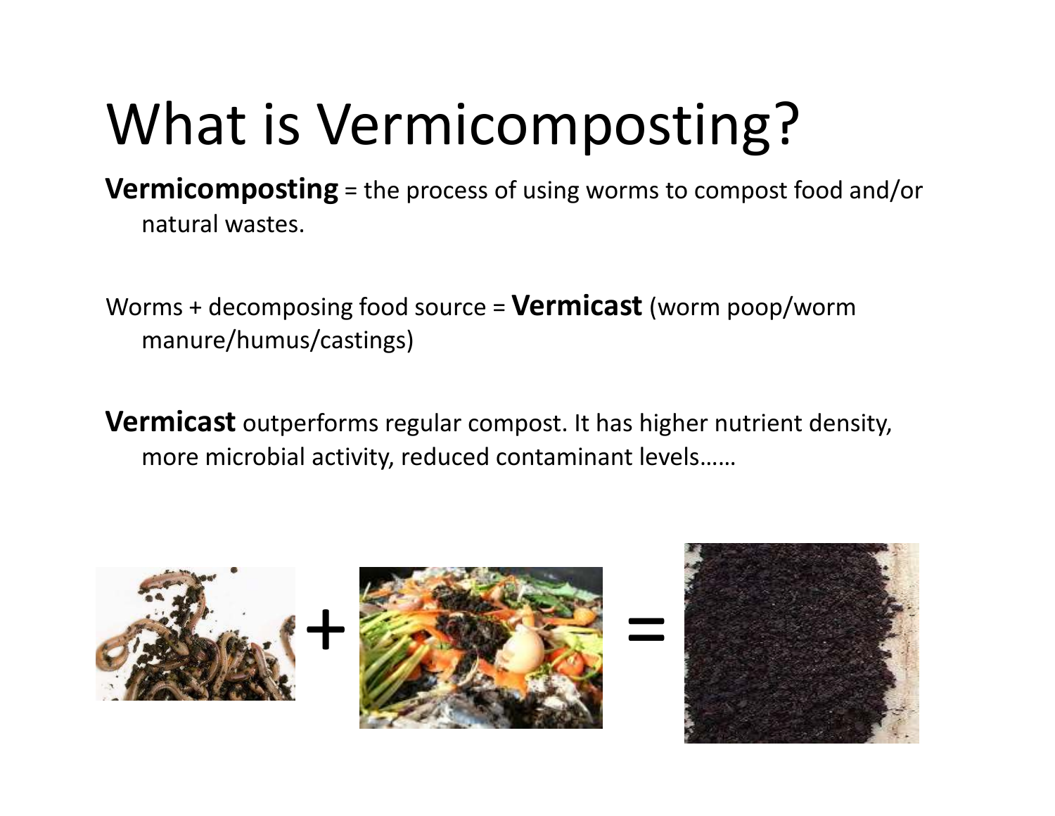# What is Vermicomposting?

**Vermicomposting** = the process of using worms to compost food and/or natural wastes.

Worms + decomposing food source = **Vermicast** (worm poop/worm manure/humus/castings)

**Vermicast** outperforms regular compost. It has higher nutrient density, more microbial activity, reduced contaminant levels……

\+ =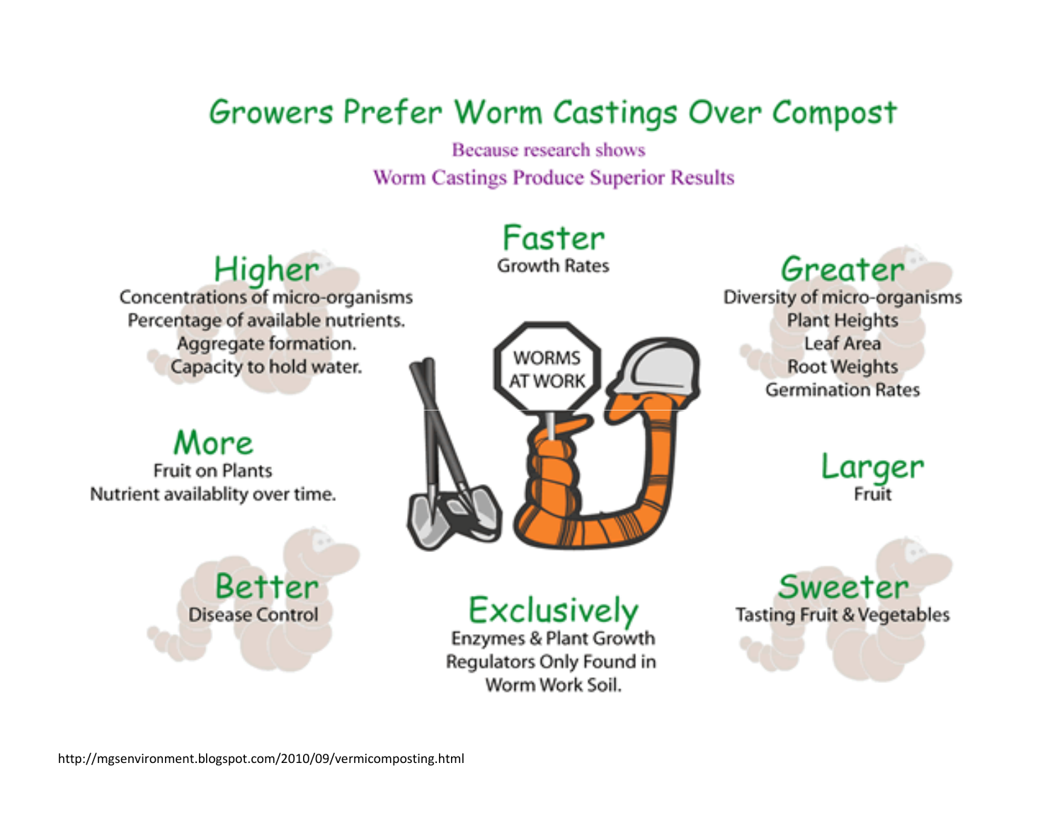# Growers Prefer Worm Castings Over Compost

Because research shows

Worm Castings Produce Superior Results

## Higher

Concentrations of micro-organisms
Percentage of available nutrients.
Aggregate formation.
Capacity to hold water.

## Faster

Growth Rates

## Greater

Diversity of micro-organisms
Plant Heights
Leaf Area
Root Weights
Germination Rates

WORMS AT WORK

## More

Fruit on Plants
Nutrient availablity over time.

## Larger

Fruit

## Better

Disease Control

## Exclusively

Enzymes & Plant Growth Regulators Only Found in Worm Work Soil.

## Sweeter

Tasting Fruit & Vegetables

http://mgsenvironment.blogspot.com/2010/09/vermicomposting.html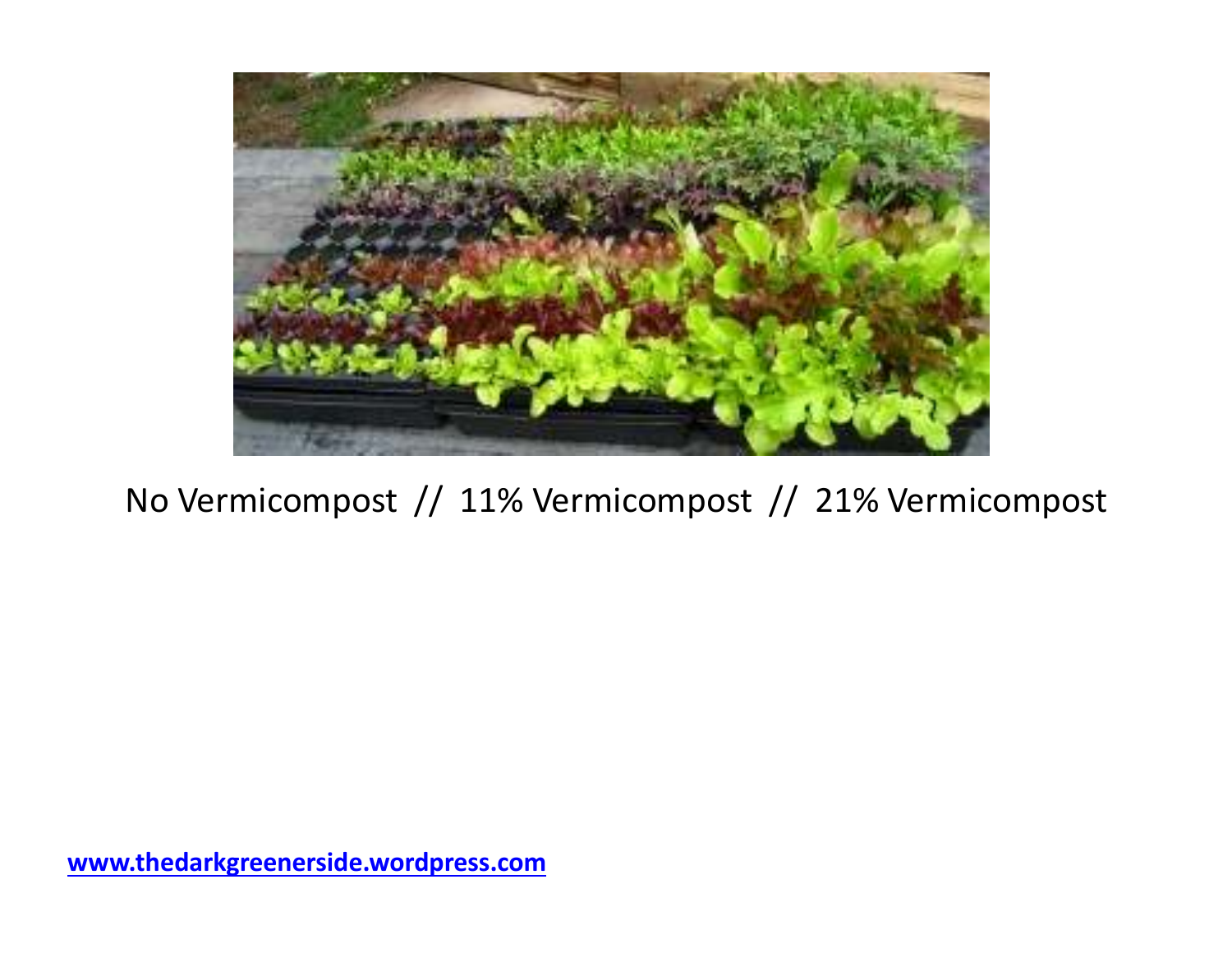No Vermicompost // 11% Vermicompost // 21% Vermicompost

[www.thedarkgreenerside.wordpress.com](http://www.thedarkgreenerside.wordpress.com)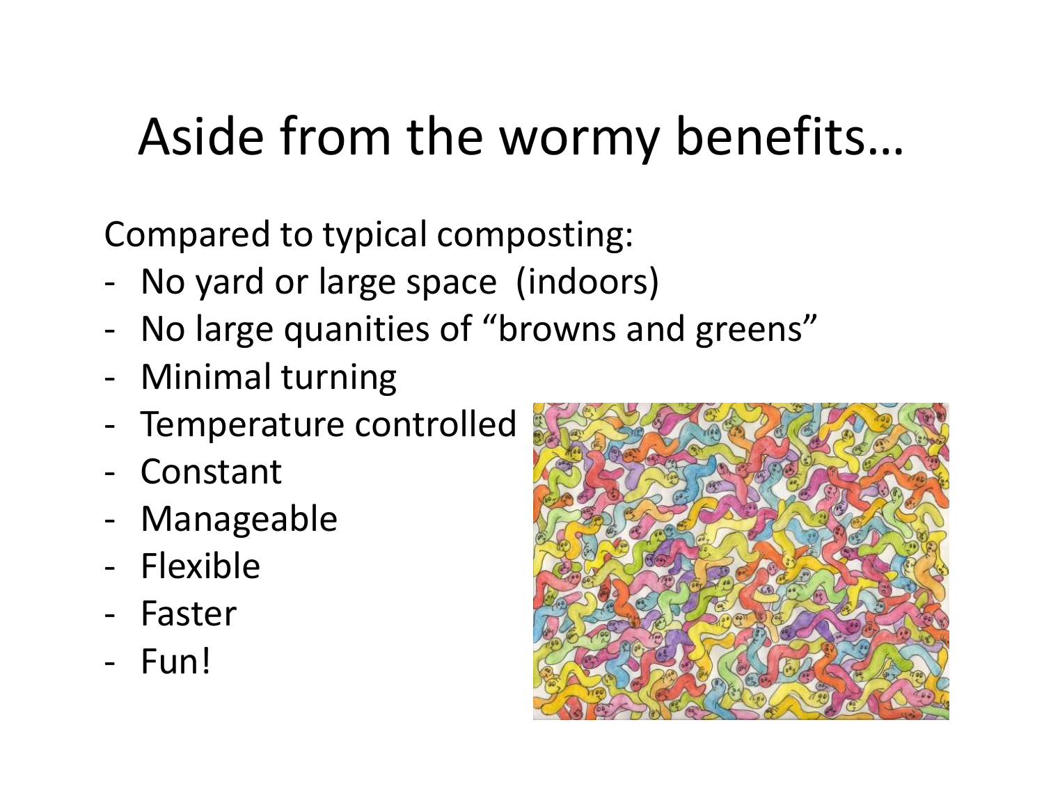# Aside from the wormy benefits…

Compared to typical composting:

- No yard or large space  (indoors)
- No large quanities of “browns and greens”
- Minimal turning
- Temperature controlled
- Constant
- Manageable
- Flexible
- Faster
- Fun!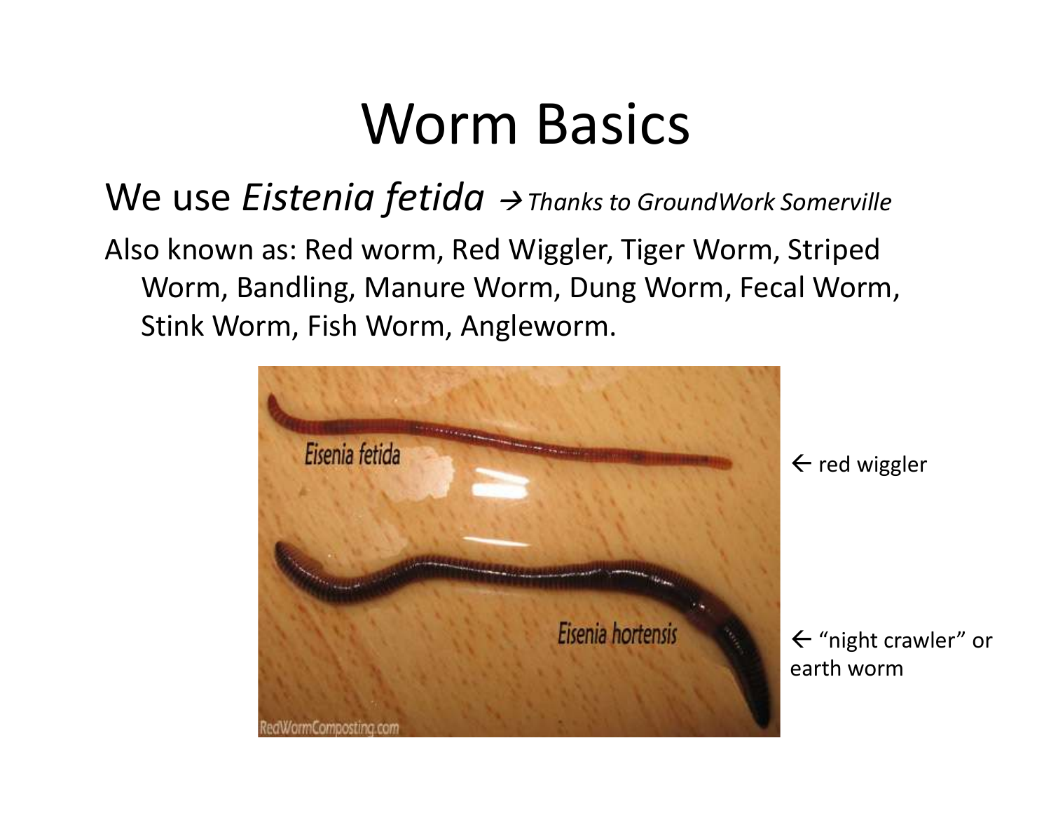# Worm Basics

We use *Eistenia fetida* → *Thanks to GroundWork Somerville*

Also known as: Red worm, Red Wiggler, Tiger Worm, Striped Worm, Bandling, Manure Worm, Dung Worm, Fecal Worm, Stink Worm, Fish Worm, Angleworm.

← red wiggler

← "night crawler" or earth worm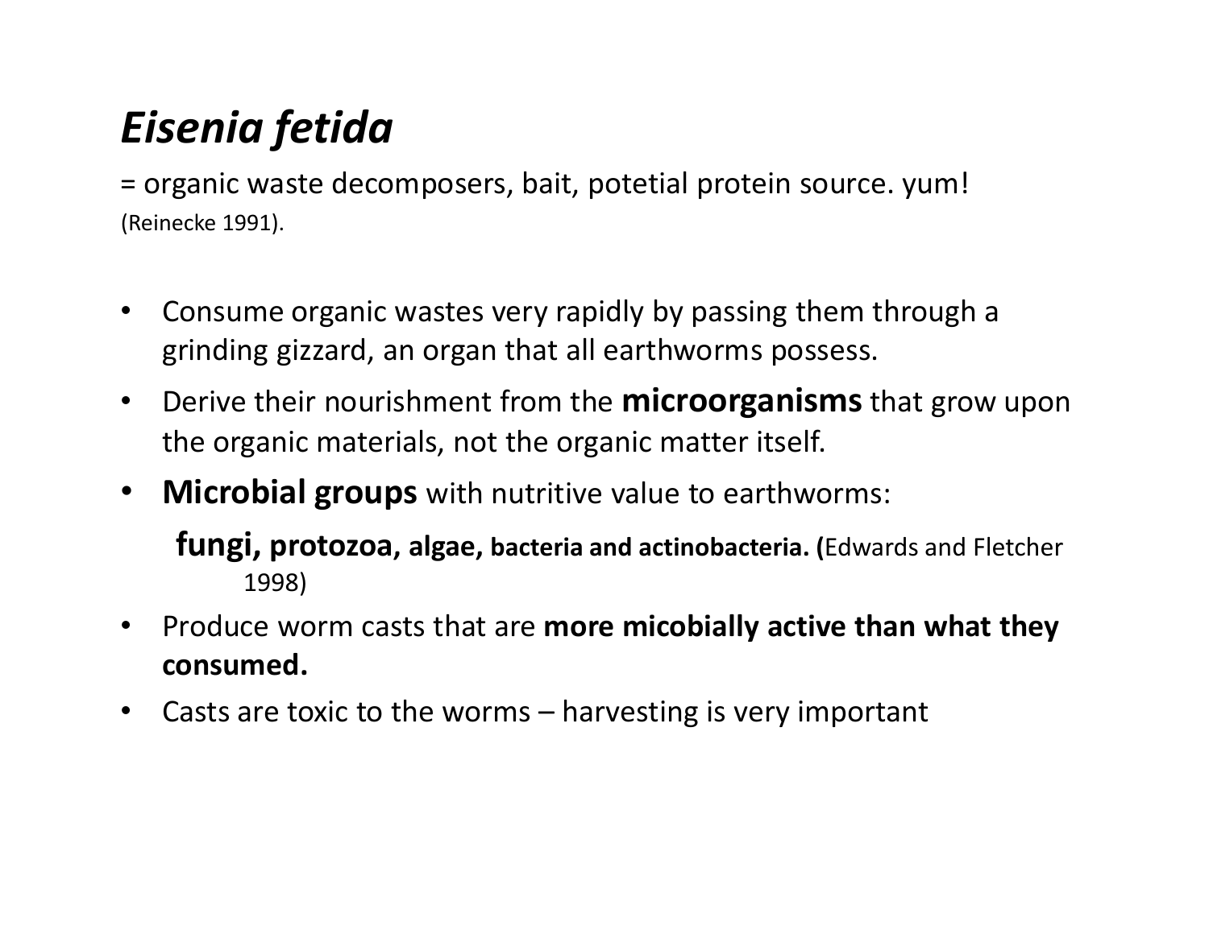# *Eisenia fetida*

= organic waste decomposers, bait, potetial protein source. yum!
(Reinecke 1991).

- Consume organic wastes very rapidly by passing them through a grinding gizzard, an organ that all earthworms possess.
- Derive their nourishment from the **microorganisms** that grow upon the organic materials, not the organic matter itself.
- **Microbial groups** with nutritive value to earthworms:

  **fungi, protozoa, algae, bacteria and actinobacteria. (**Edwards and Fletcher 1998)

- Produce worm casts that are **more micobially active than what they consumed.**
- Casts are toxic to the worms – harvesting is very important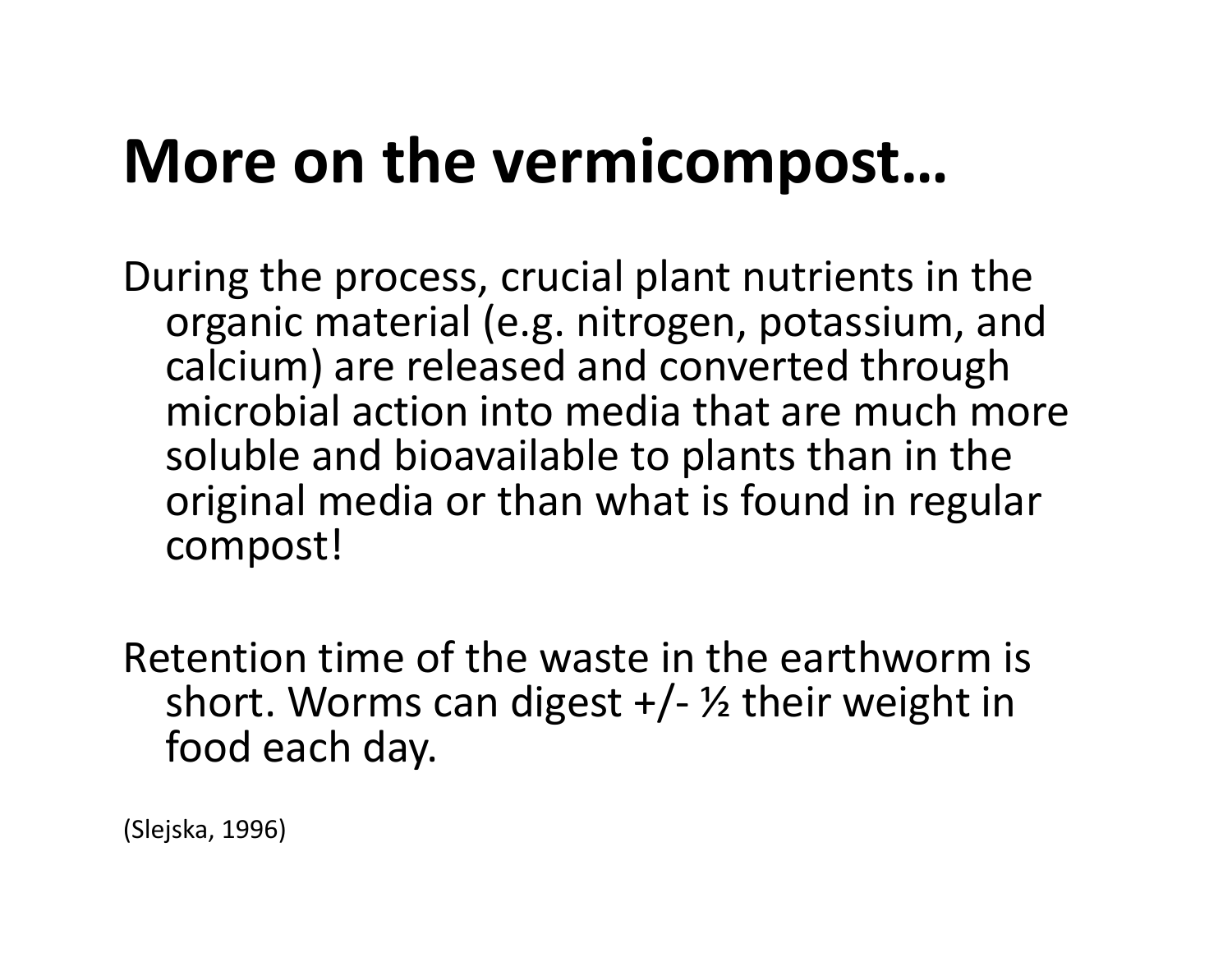# More on the vermicompost…

During the process, crucial plant nutrients in the organic material (e.g. nitrogen, potassium, and calcium) are released and converted through microbial action into media that are much more soluble and bioavailable to plants than in the original media or than what is found in regular compost!

Retention time of the waste in the earthworm is short. Worms can digest +/- ½ their weight in food each day.

(Slejska, 1996)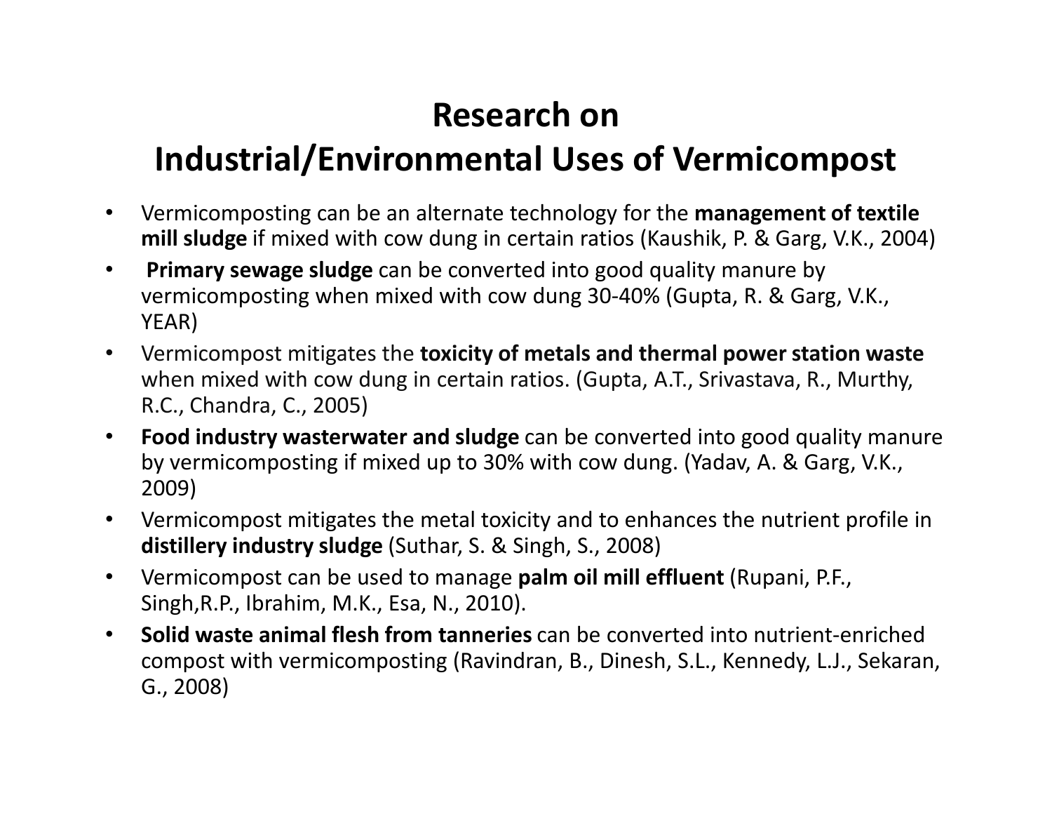# Research on Industrial/Environmental Uses of Vermicompost

- Vermicomposting can be an alternate technology for the **management of textile mill sludge** if mixed with cow dung in certain ratios (Kaushik, P. & Garg, V.K., 2004)
- **Primary sewage sludge** can be converted into good quality manure by vermicomposting when mixed with cow dung 30-40% (Gupta, R. & Garg, V.K., YEAR)
- Vermicompost mitigates the **toxicity of metals and thermal power station waste** when mixed with cow dung in certain ratios. (Gupta, A.T., Srivastava, R., Murthy, R.C., Chandra, C., 2005)
- **Food industry wasterwater and sludge** can be converted into good quality manure by vermicomposting if mixed up to 30% with cow dung. (Yadav, A. & Garg, V.K., 2009)
- Vermicompost mitigates the metal toxicity and to enhances the nutrient profile in **distillery industry sludge** (Suthar, S. & Singh, S., 2008)
- Vermicompost can be used to manage **palm oil mill effluent** (Rupani, P.F., Singh,R.P., Ibrahim, M.K., Esa, N., 2010).
- **Solid waste animal flesh from tanneries** can be converted into nutrient-enriched compost with vermicomposting (Ravindran, B., Dinesh, S.L., Kennedy, L.J., Sekaran, G., 2008)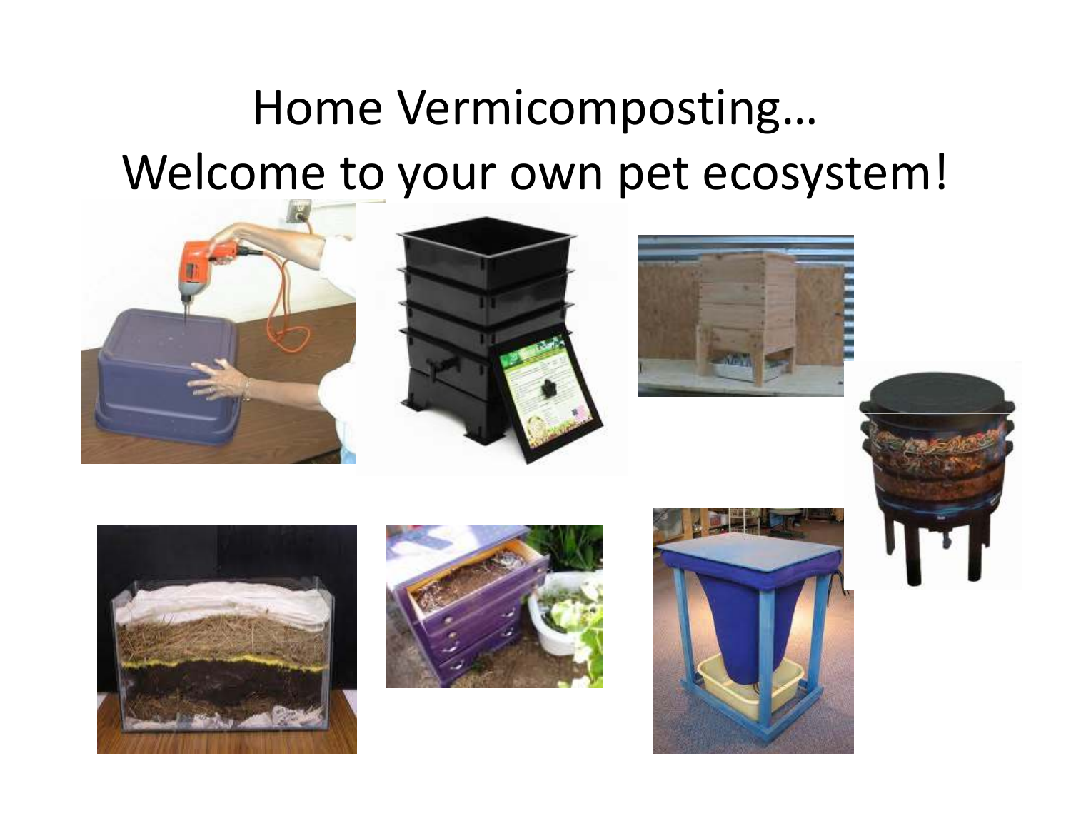# Home Vermicomposting… Welcome to your own pet ecosystem!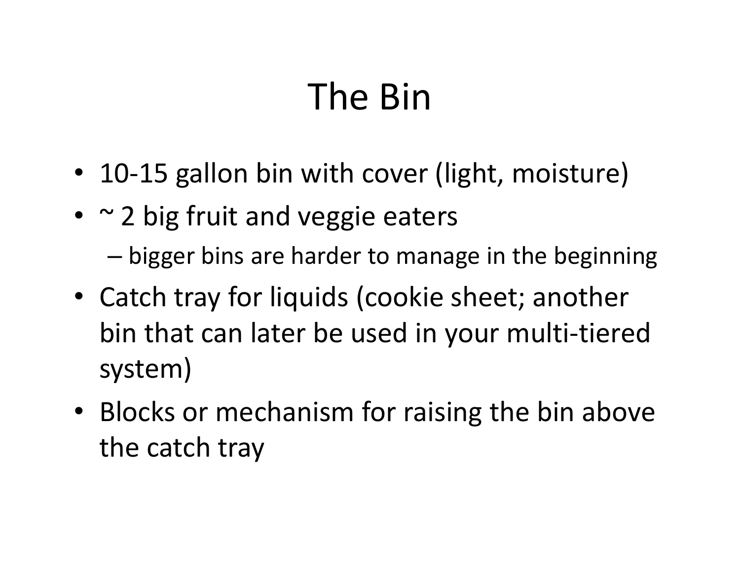# The Bin

- 10-15 gallon bin with cover (light, moisture)
- ~ 2 big fruit and veggie eaters
  - bigger bins are harder to manage in the beginning
- Catch tray for liquids (cookie sheet; another bin that can later be used in your multi-tiered system)
- Blocks or mechanism for raising the bin above the catch tray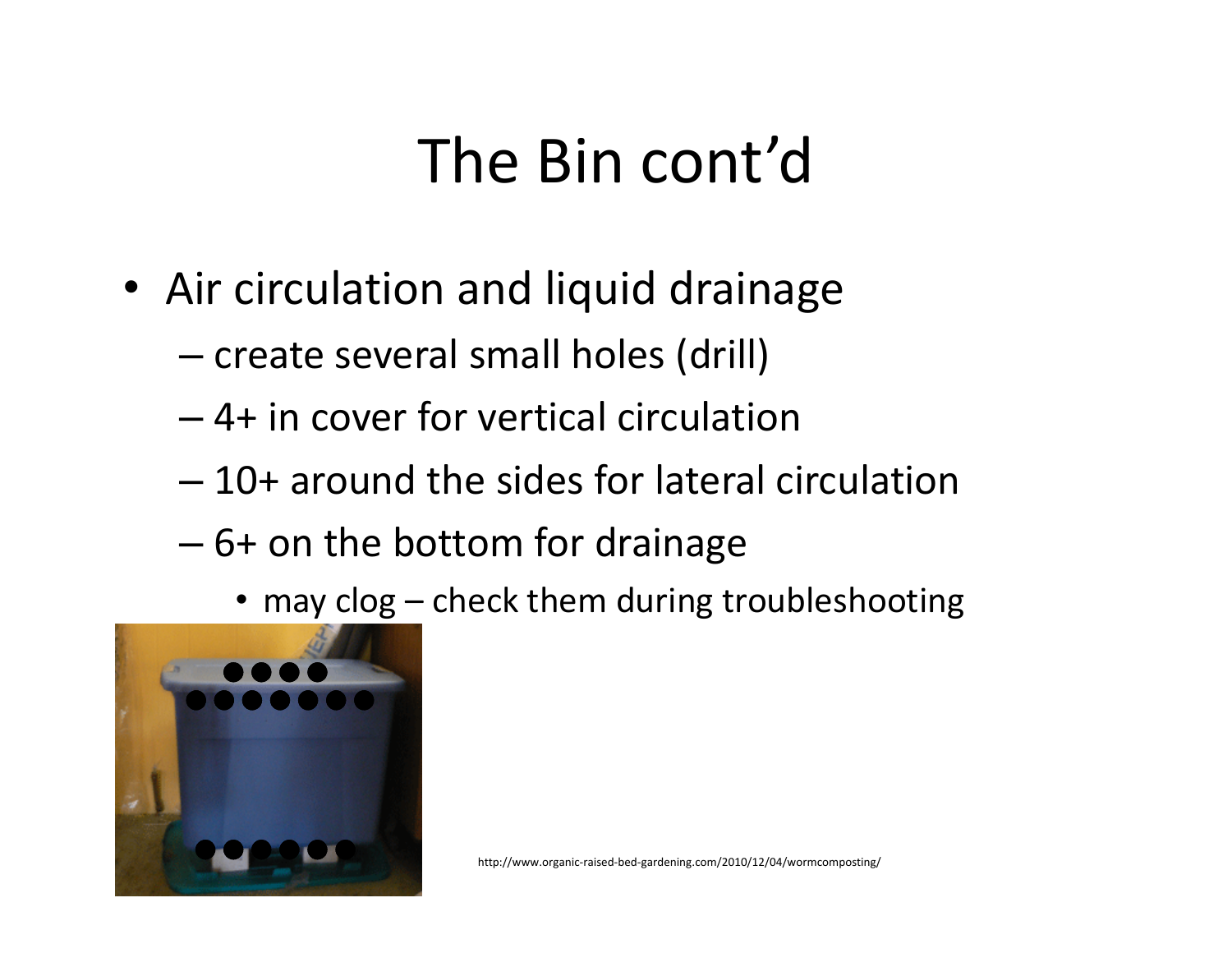# The Bin cont'd

- Air circulation and liquid drainage
  - create several small holes (drill)
  - 4+ in cover for vertical circulation
  - 10+ around the sides for lateral circulation
  - 6+ on the bottom for drainage
    - may clog – check them during troubleshooting

http://www.organic-raised-bed-gardening.com/2010/12/04/wormcomposting/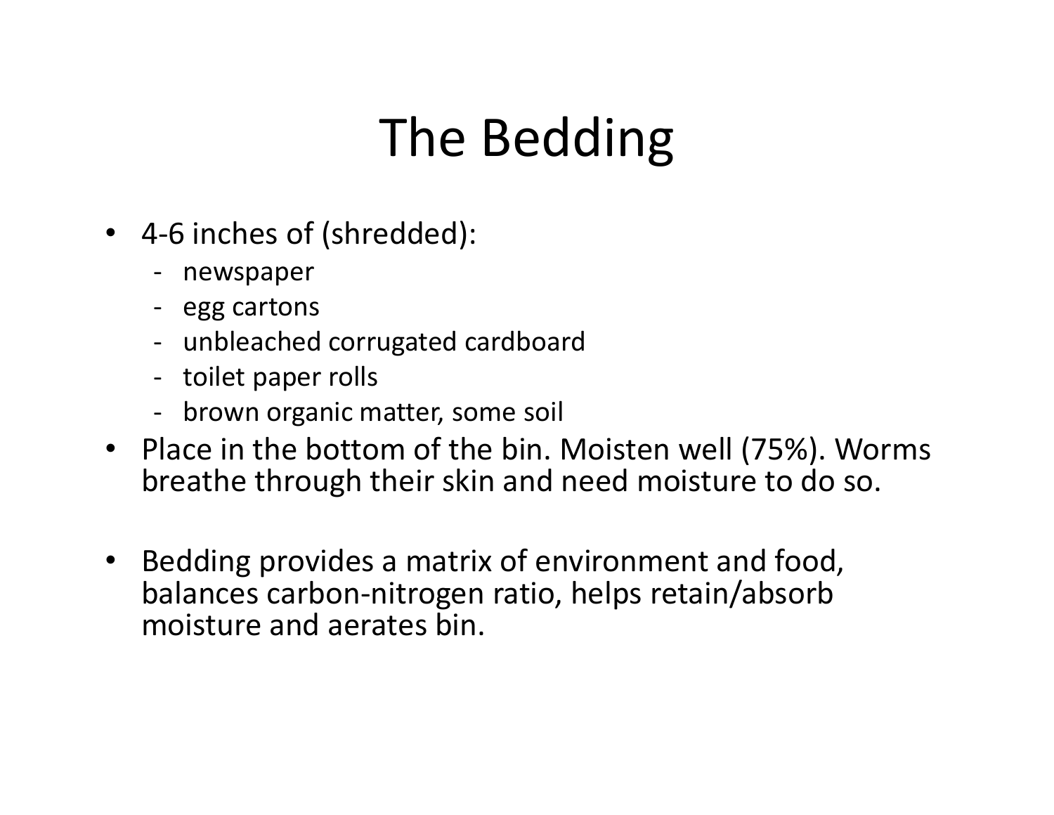# The Bedding

- 4-6 inches of (shredded):
  - newspaper
  - egg cartons
  - unbleached corrugated cardboard
  - toilet paper rolls
  - brown organic matter, some soil
- Place in the bottom of the bin. Moisten well (75%). Worms breathe through their skin and need moisture to do so.

- Bedding provides a matrix of environment and food, balances carbon-nitrogen ratio, helps retain/absorb moisture and aerates bin.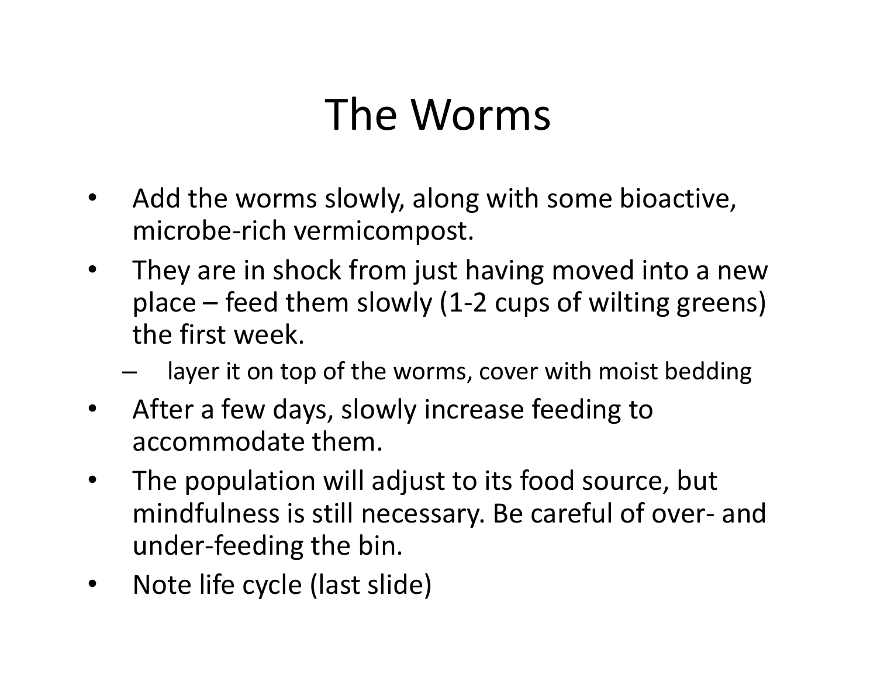# The Worms

- Add the worms slowly, along with some bioactive, microbe-rich vermicompost.
- They are in shock from just having moved into a new place – feed them slowly (1-2 cups of wilting greens) the first week.
  - layer it on top of the worms, cover with moist bedding
- After a few days, slowly increase feeding to accommodate them.
- The population will adjust to its food source, but mindfulness is still necessary. Be careful of over- and under-feeding the bin.
- Note life cycle (last slide)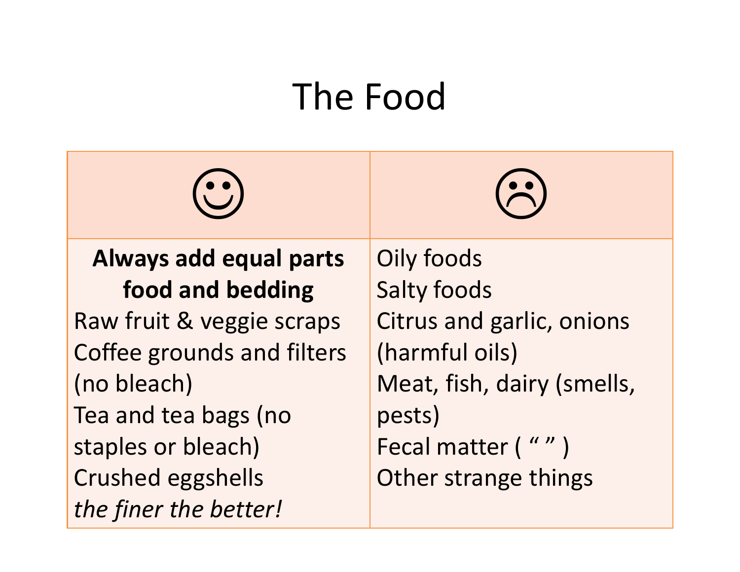# The Food

| ☺ | ☹ |
| --- | --- |
| **Always add equal parts food and bedding**<br>Raw fruit & veggie scraps<br>Coffee grounds and filters (no bleach)<br>Tea and tea bags (no staples or bleach)<br>Crushed eggshells<br>*the finer the better!* | Oily foods<br>Salty foods<br>Citrus and garlic, onions (harmful oils)<br>Meat, fish, dairy (smells, pests)<br>Fecal matter ( “ ” )<br>Other strange things |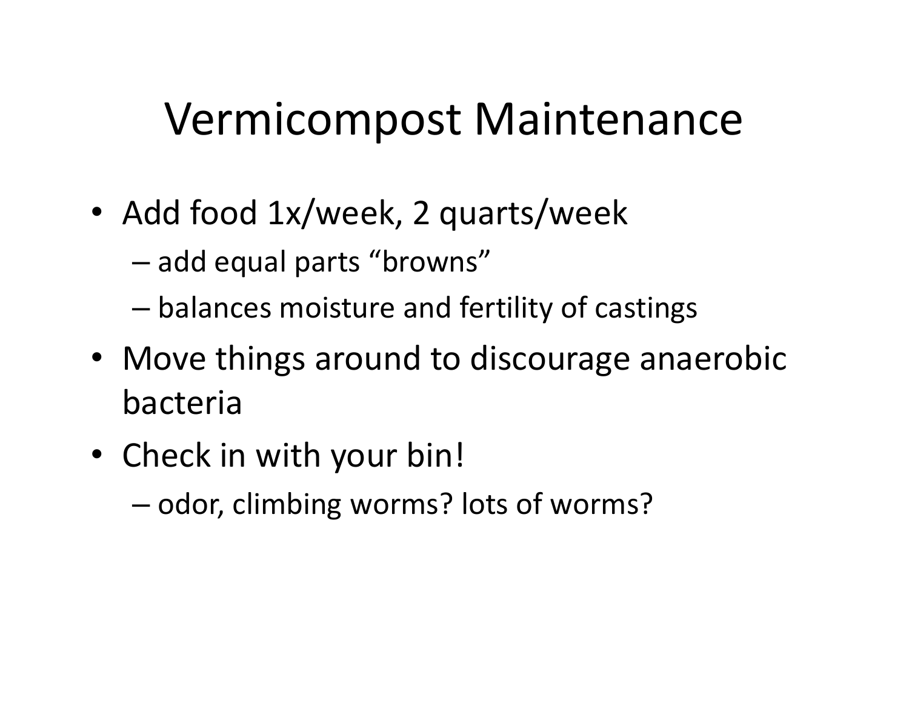# Vermicompost Maintenance

- Add food 1x/week, 2 quarts/week
  - add equal parts "browns"
  - balances moisture and fertility of castings
- Move things around to discourage anaerobic bacteria
- Check in with your bin!
  - odor, climbing worms? lots of worms?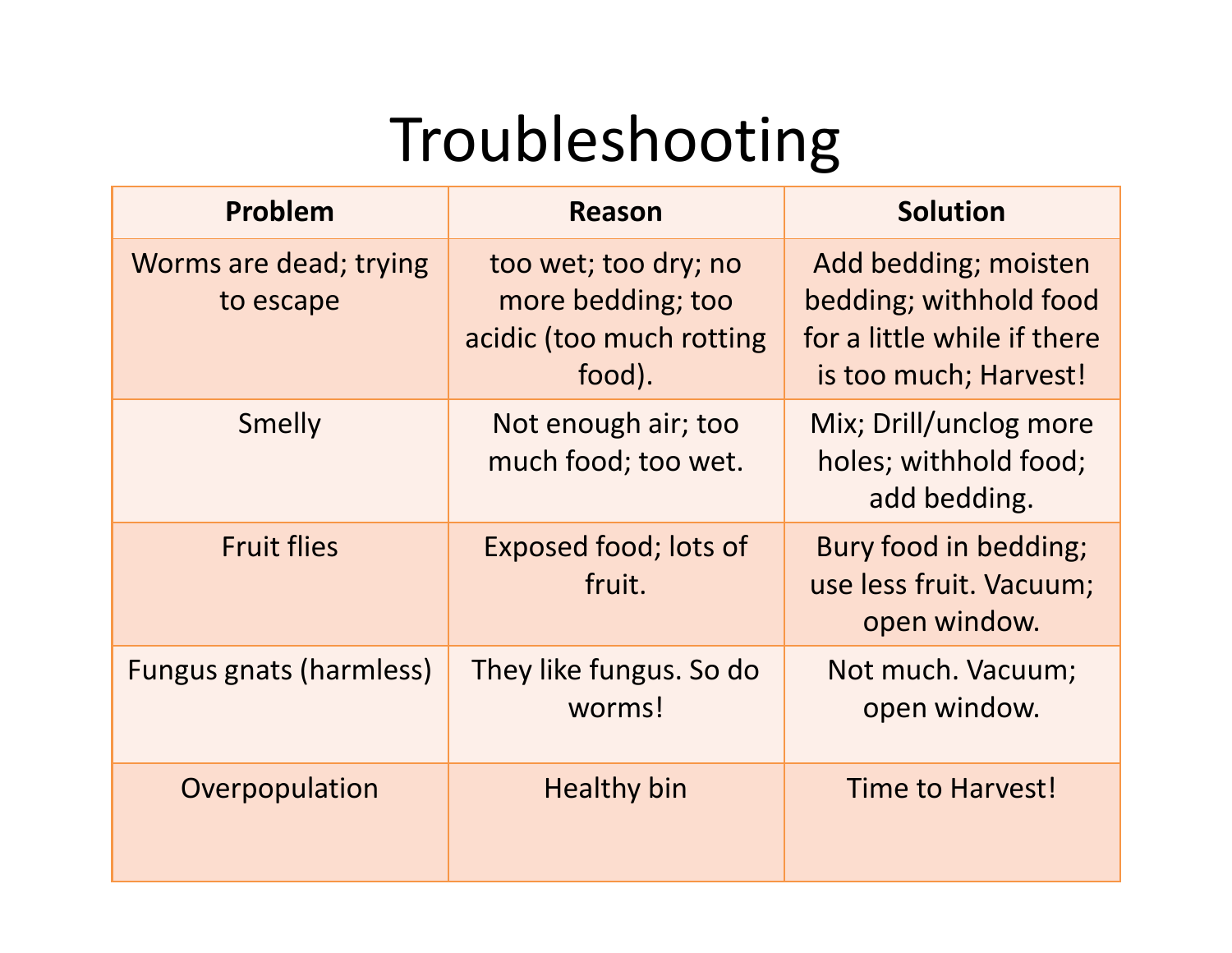# Troubleshooting

| Problem | Reason | Solution |
|---|---|---|
| Worms are dead; trying to escape | too wet; too dry; no more bedding; too acidic (too much rotting food). | Add bedding; moisten bedding; withhold food for a little while if there is too much; Harvest! |
| Smelly | Not enough air; too much food; too wet. | Mix; Drill/unclog more holes; withhold food; add bedding. |
| Fruit flies | Exposed food; lots of fruit. | Bury food in bedding; use less fruit. Vacuum; open window. |
| Fungus gnats (harmless) | They like fungus. So do worms! | Not much. Vacuum; open window. |
| Overpopulation | Healthy bin | Time to Harvest! |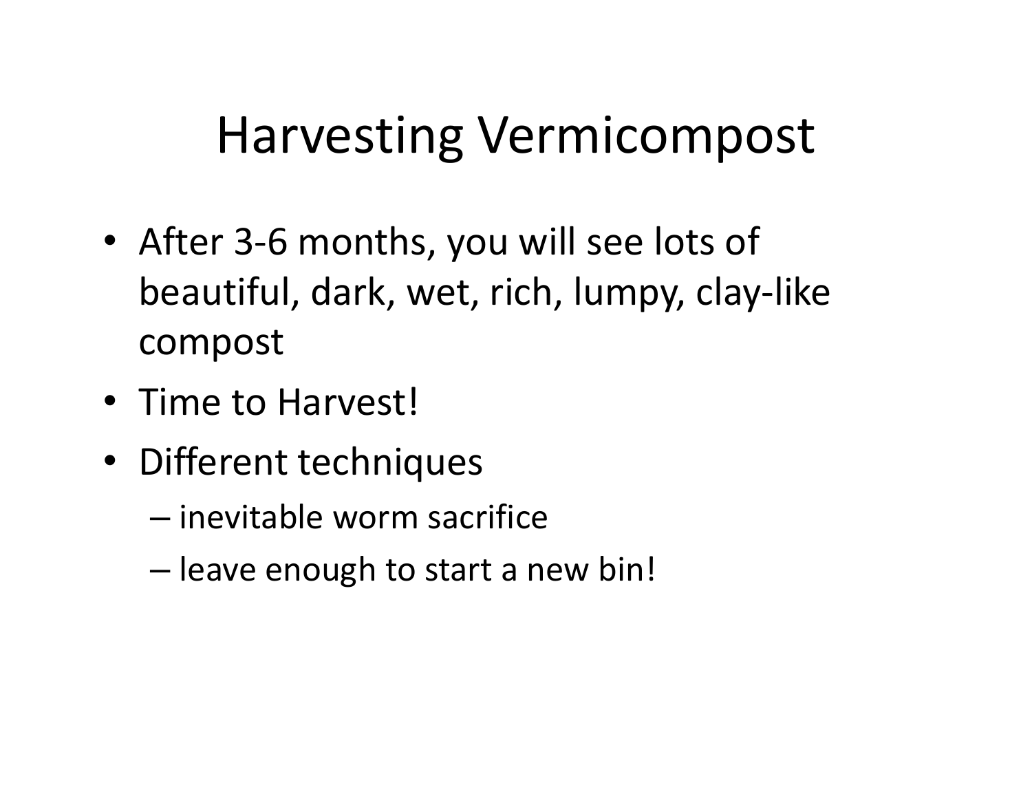# Harvesting Vermicompost

- After 3-6 months, you will see lots of beautiful, dark, wet, rich, lumpy, clay-like compost
- Time to Harvest!
- Different techniques
  - inevitable worm sacrifice
  - leave enough to start a new bin!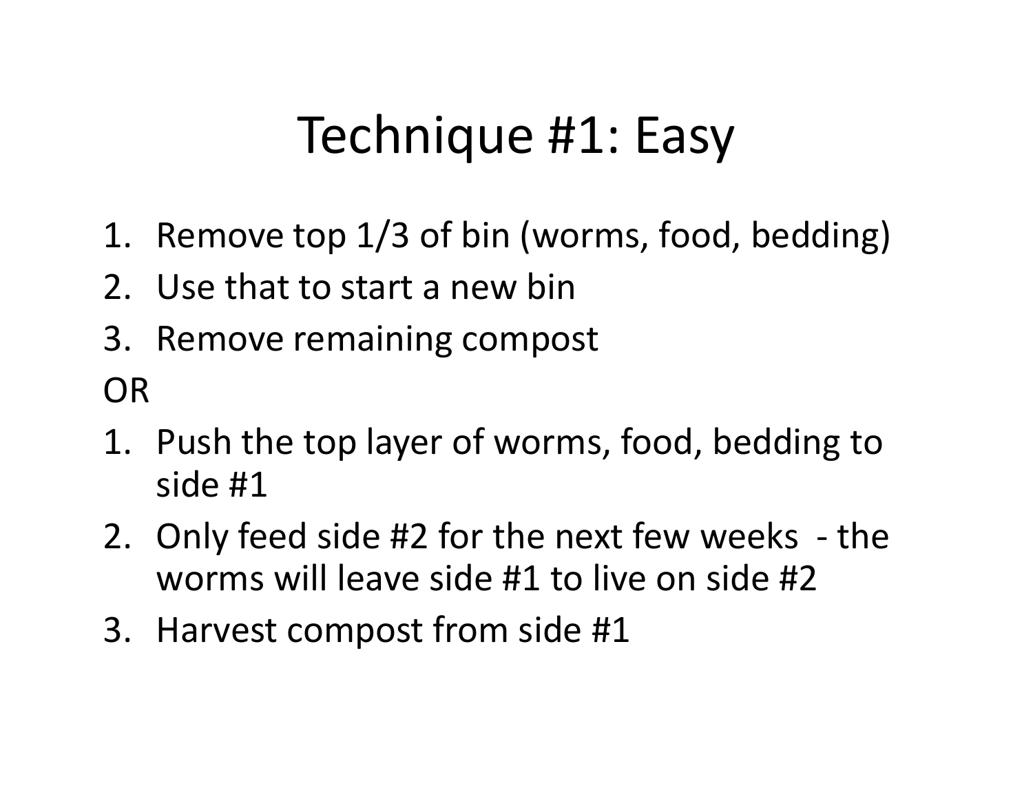# Technique #1: Easy

1. Remove top 1/3 of bin (worms, food, bedding)
2. Use that to start a new bin
3. Remove remaining compost

OR

1. Push the top layer of worms, food, bedding to side #1
2. Only feed side #2 for the next few weeks - the worms will leave side #1 to live on side #2
3. Harvest compost from side #1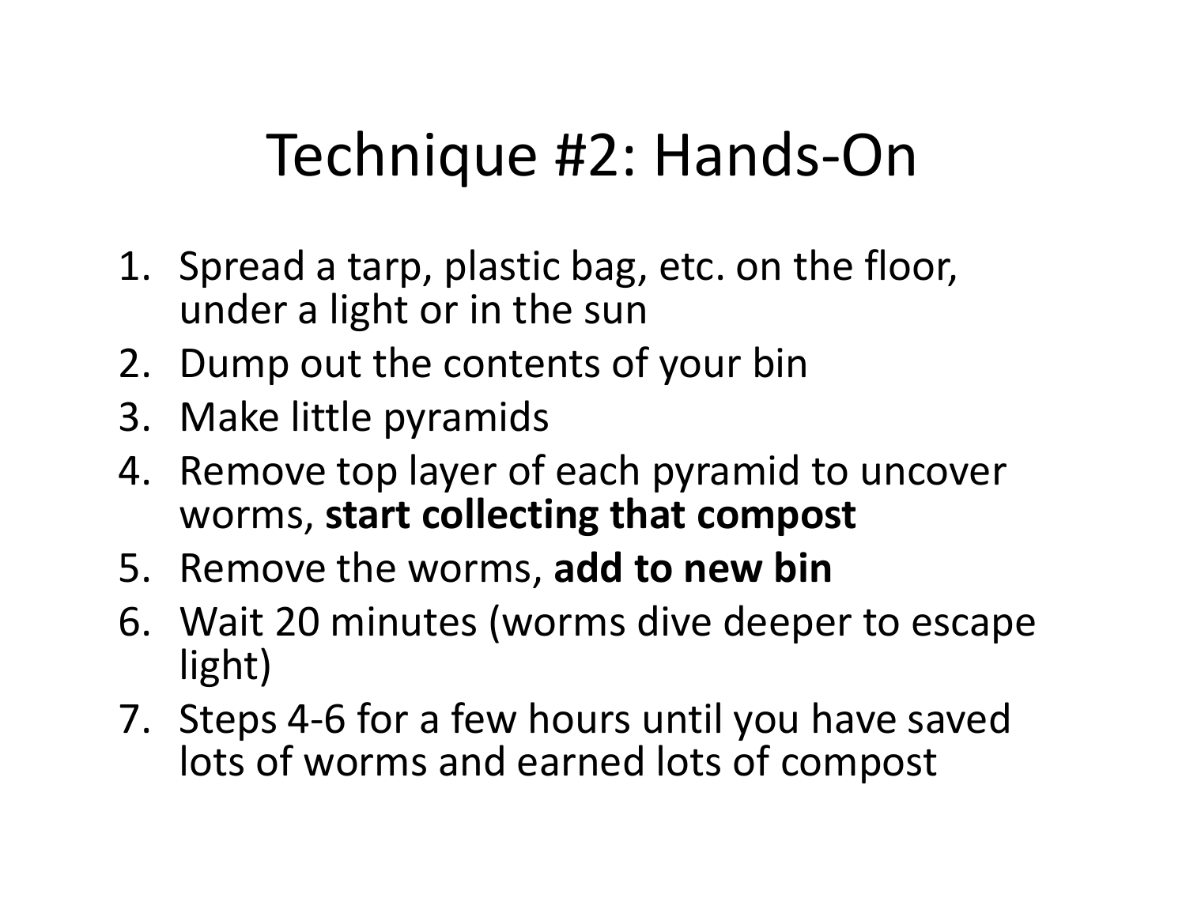# Technique #2: Hands-On

1. Spread a tarp, plastic bag, etc. on the floor, under a light or in the sun
2. Dump out the contents of your bin
3. Make little pyramids
4. Remove top layer of each pyramid to uncover worms, **start collecting that compost**
5. Remove the worms, **add to new bin**
6. Wait 20 minutes (worms dive deeper to escape light)
7. Steps 4-6 for a few hours until you have saved lots of worms and earned lots of compost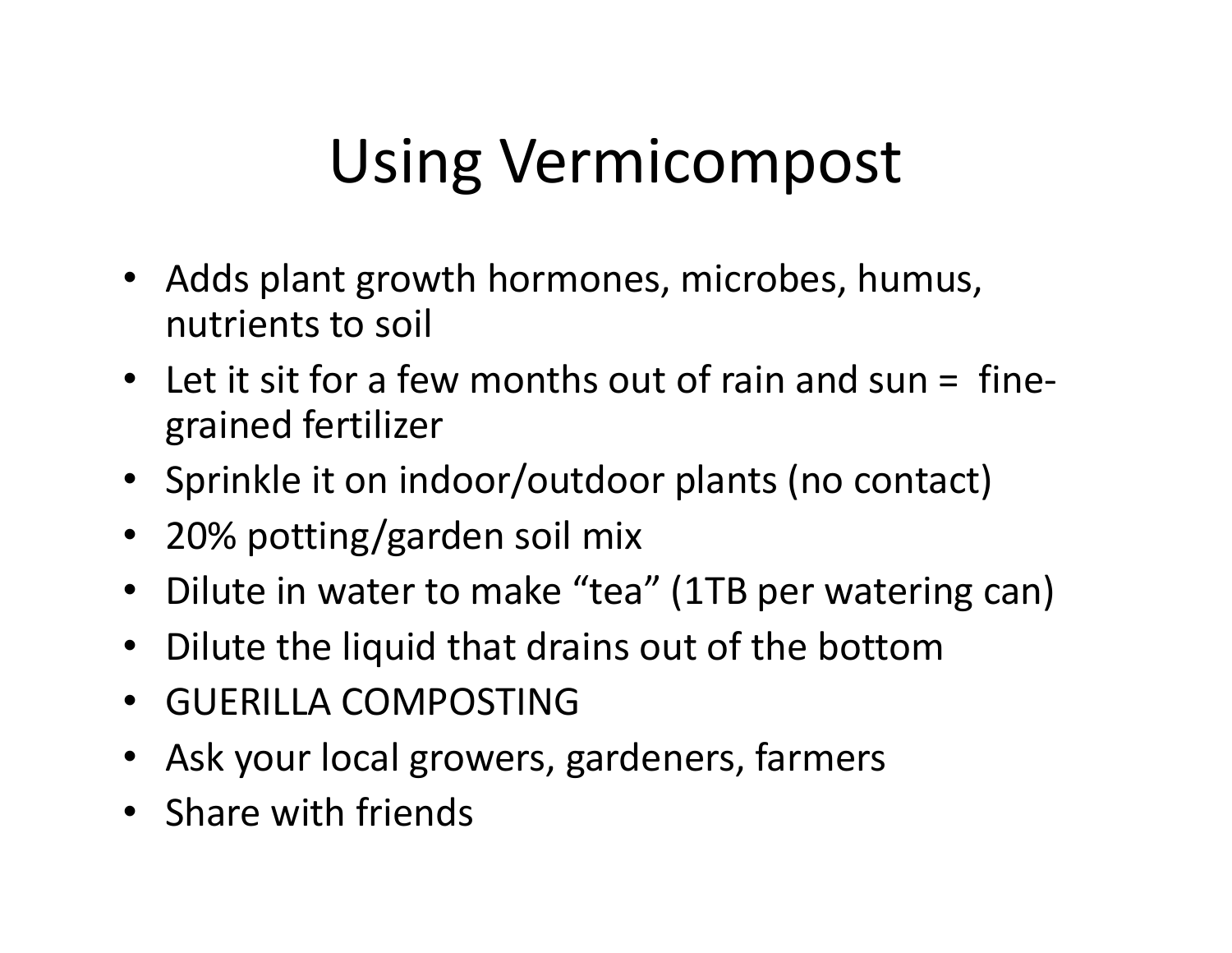# Using Vermicompost

- Adds plant growth hormones, microbes, humus, nutrients to soil
- Let it sit for a few months out of rain and sun = fine-grained fertilizer
- Sprinkle it on indoor/outdoor plants (no contact)
- 20% potting/garden soil mix
- Dilute in water to make "tea" (1TB per watering can)
- Dilute the liquid that drains out of the bottom
- GUERILLA COMPOSTING
- Ask your local growers, gardeners, farmers
- Share with friends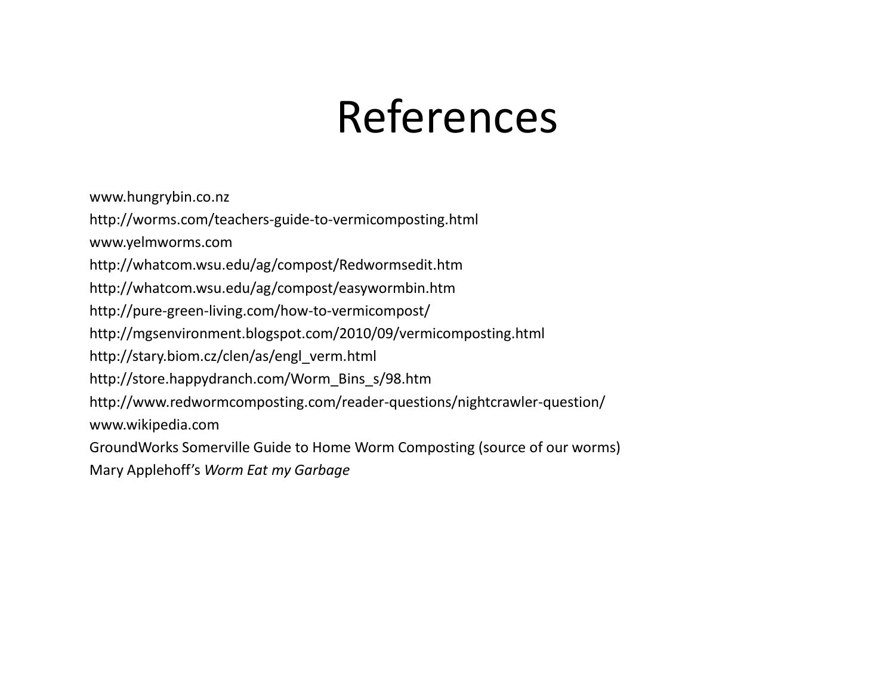# References

www.hungrybin.co.nz

http://worms.com/teachers-guide-to-vermicomposting.html

www.yelmworms.com

http://whatcom.wsu.edu/ag/compost/Redwormsedit.htm

http://whatcom.wsu.edu/ag/compost/easywormbin.htm

http://pure-green-living.com/how-to-vermicompost/

http://mgsenvironment.blogspot.com/2010/09/vermicomposting.html

http://stary.biom.cz/clen/as/engl_verm.html

http://store.happydranch.com/Worm_Bins_s/98.htm

http://www.redwormcomposting.com/reader-questions/nightcrawler-question/

www.wikipedia.com

GroundWorks Somerville Guide to Home Worm Composting (source of our worms)

Mary Applehoff's *Worm Eat my Garbage*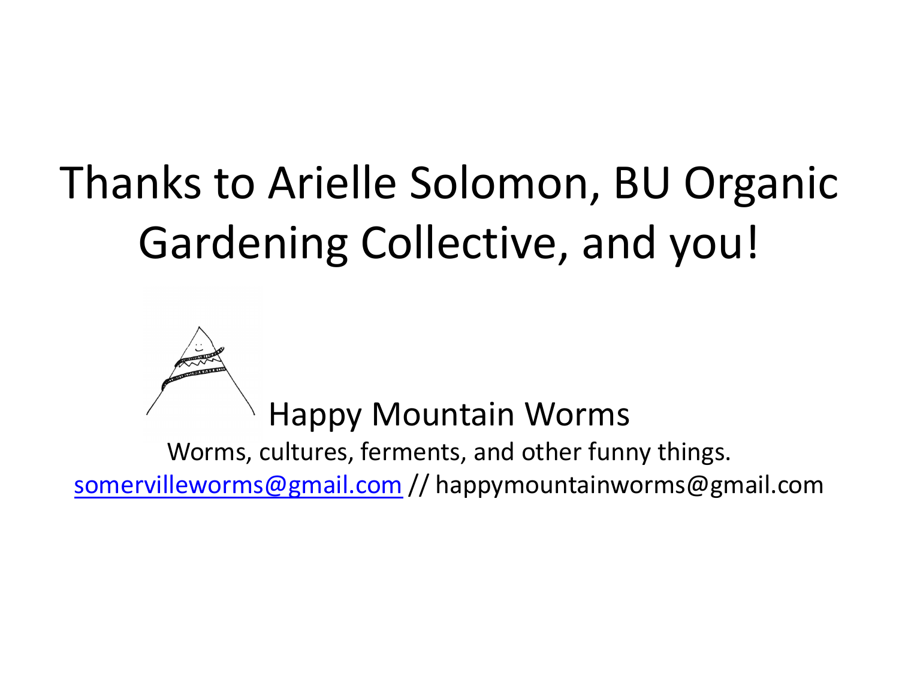# Thanks to Arielle Solomon, BU Organic Gardening Collective, and you!

Happy Mountain Worms

Worms, cultures, ferments, and other funny things.

somervilleworms@gmail.com // happymountainworms@gmail.com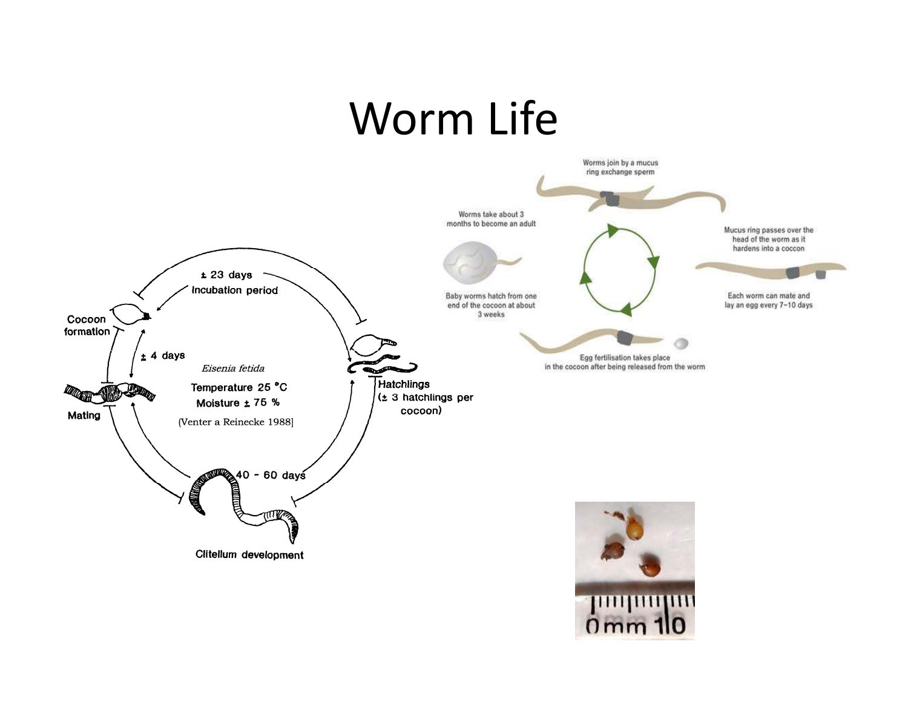# Worm Life

± 23 days
Incubation period

Cocoon formation

± 4 days

*Eisenia fetida*

Temperature 25 °C
Moisture ± 75 %

(Venter a Reinecke 1988)

Mating

Hatchlings
(± 3 hatchlings per cocoon)

40 - 60 days

Clitellum development

Worms join by a mucus ring exchange sperm

Worms take about 3 months to become an adult

Mucus ring passes over the head of the worm as it hardens into a cocoon

Baby worms hatch from one end of the cocoon at about 3 weeks

Each worm can mate and lay an egg every 7–10 days

Egg fertilisation takes place in the cocoon after being released from the worm

0 mm 10